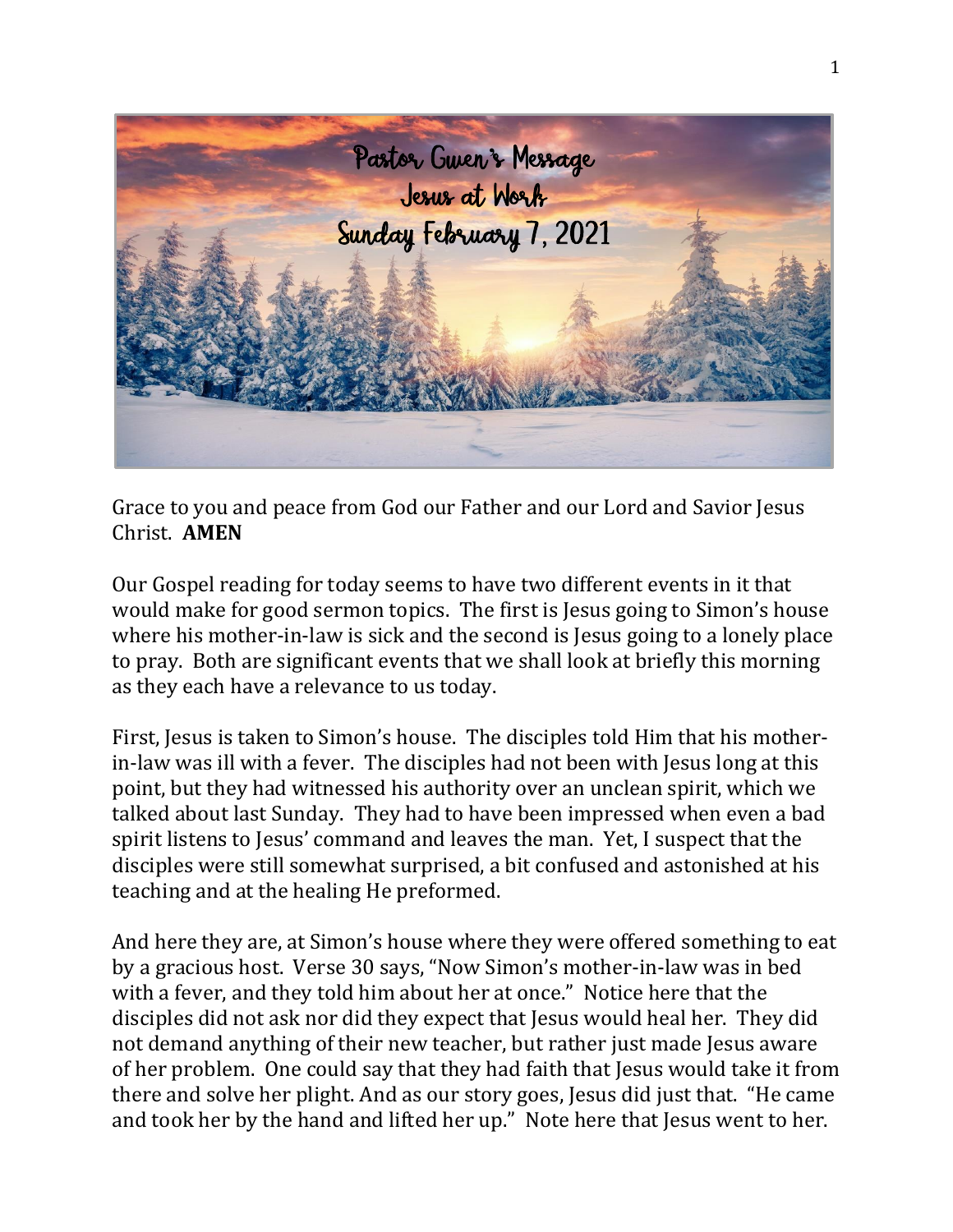# Pastor Gwen's Message
## Jesus at Work
## Sunday February 7, 2021

Grace to you and peace from God our Father and our Lord and Savior Jesus Christ. **AMEN**

Our Gospel reading for today seems to have two different events in it that would make for good sermon topics. The first is Jesus going to Simon's house where his mother-in-law is sick and the second is Jesus going to a lonely place to pray. Both are significant events that we shall look at briefly this morning as they each have a relevance to us today.

First, Jesus is taken to Simon's house. The disciples told Him that his mother-in-law was ill with a fever. The disciples had not been with Jesus long at this point, but they had witnessed his authority over an unclean spirit, which we talked about last Sunday. They had to have been impressed when even a bad spirit listens to Jesus' command and leaves the man. Yet, I suspect that the disciples were still somewhat surprised, a bit confused and astonished at his teaching and at the healing He preformed.

And here they are, at Simon's house where they were offered something to eat by a gracious host. Verse 30 says, "Now Simon's mother-in-law was in bed with a fever, and they told him about her at once." Notice here that the disciples did not ask nor did they expect that Jesus would heal her. They did not demand anything of their new teacher, but rather just made Jesus aware of her problem. One could say that they had faith that Jesus would take it from there and solve her plight. And as our story goes, Jesus did just that. "He came and took her by the hand and lifted her up." Note here that Jesus went to her.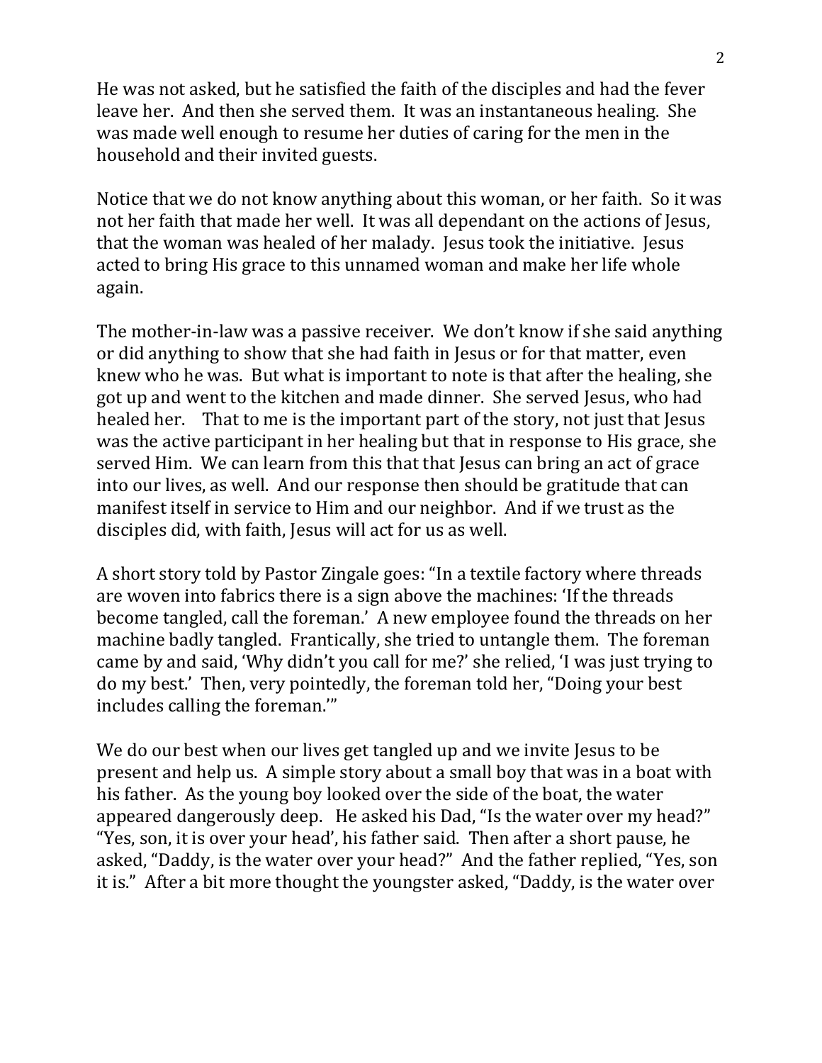He was not asked, but he satisfied the faith of the disciples and had the fever leave her. And then she served them. It was an instantaneous healing. She was made well enough to resume her duties of caring for the men in the household and their invited guests.

Notice that we do not know anything about this woman, or her faith. So it was not her faith that made her well. It was all dependant on the actions of Jesus, that the woman was healed of her malady. Jesus took the initiative. Jesus acted to bring His grace to this unnamed woman and make her life whole again.

The mother-in-law was a passive receiver. We don't know if she said anything or did anything to show that she had faith in Jesus or for that matter, even knew who he was. But what is important to note is that after the healing, she got up and went to the kitchen and made dinner. She served Jesus, who had healed her. That to me is the important part of the story, not just that Jesus was the active participant in her healing but that in response to His grace, she served Him. We can learn from this that that Jesus can bring an act of grace into our lives, as well. And our response then should be gratitude that can manifest itself in service to Him and our neighbor. And if we trust as the disciples did, with faith, Jesus will act for us as well.

A short story told by Pastor Zingale goes: "In a textile factory where threads are woven into fabrics there is a sign above the machines: 'If the threads become tangled, call the foreman.' A new employee found the threads on her machine badly tangled. Frantically, she tried to untangle them. The foreman came by and said, 'Why didn't you call for me?' she relied, 'I was just trying to do my best.' Then, very pointedly, the foreman told her, "Doing your best includes calling the foreman.'"

We do our best when our lives get tangled up and we invite Jesus to be present and help us. A simple story about a small boy that was in a boat with his father. As the young boy looked over the side of the boat, the water appeared dangerously deep. He asked his Dad, "Is the water over my head?" "Yes, son, it is over your head', his father said. Then after a short pause, he asked, "Daddy, is the water over your head?" And the father replied, "Yes, son it is." After a bit more thought the youngster asked, "Daddy, is the water over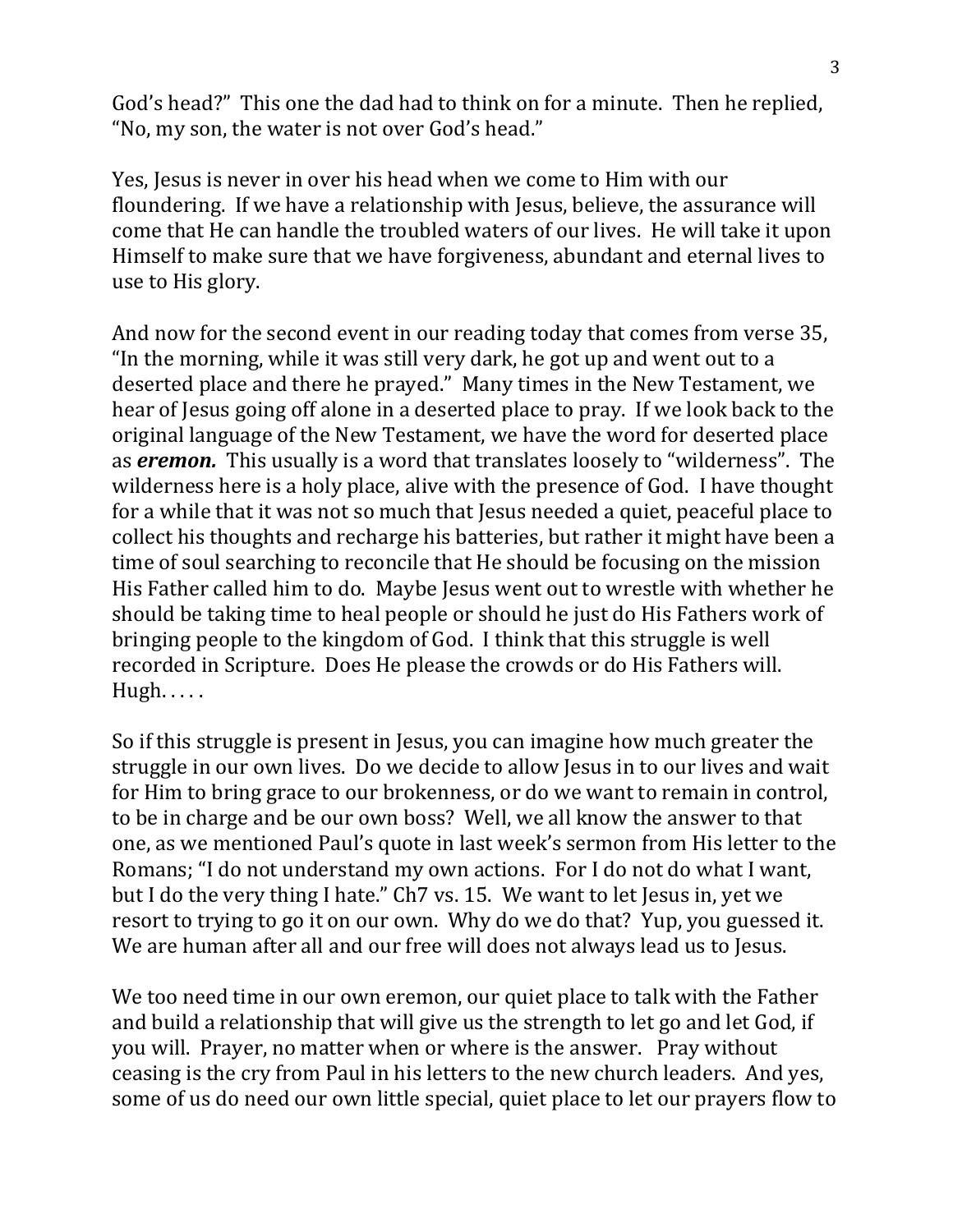God's head?" This one the dad had to think on for a minute. Then he replied, "No, my son, the water is not over God's head."

Yes, Jesus is never in over his head when we come to Him with our floundering. If we have a relationship with Jesus, believe, the assurance will come that He can handle the troubled waters of our lives. He will take it upon Himself to make sure that we have forgiveness, abundant and eternal lives to use to His glory.

And now for the second event in our reading today that comes from verse 35, "In the morning, while it was still very dark, he got up and went out to a deserted place and there he prayed." Many times in the New Testament, we hear of Jesus going off alone in a deserted place to pray. If we look back to the original language of the New Testament, we have the word for deserted place as ***eremon.*** This usually is a word that translates loosely to "wilderness". The wilderness here is a holy place, alive with the presence of God. I have thought for a while that it was not so much that Jesus needed a quiet, peaceful place to collect his thoughts and recharge his batteries, but rather it might have been a time of soul searching to reconcile that He should be focusing on the mission His Father called him to do. Maybe Jesus went out to wrestle with whether he should be taking time to heal people or should he just do His Fathers work of bringing people to the kingdom of God. I think that this struggle is well recorded in Scripture. Does He please the crowds or do His Fathers will. Hugh. . . . .

So if this struggle is present in Jesus, you can imagine how much greater the struggle in our own lives. Do we decide to allow Jesus in to our lives and wait for Him to bring grace to our brokenness, or do we want to remain in control, to be in charge and be our own boss? Well, we all know the answer to that one, as we mentioned Paul's quote in last week's sermon from His letter to the Romans; "I do not understand my own actions. For I do not do what I want, but I do the very thing I hate." Ch7 vs. 15. We want to let Jesus in, yet we resort to trying to go it on our own. Why do we do that? Yup, you guessed it. We are human after all and our free will does not always lead us to Jesus.

We too need time in our own eremon, our quiet place to talk with the Father and build a relationship that will give us the strength to let go and let God, if you will. Prayer, no matter when or where is the answer. Pray without ceasing is the cry from Paul in his letters to the new church leaders. And yes, some of us do need our own little special, quiet place to let our prayers flow to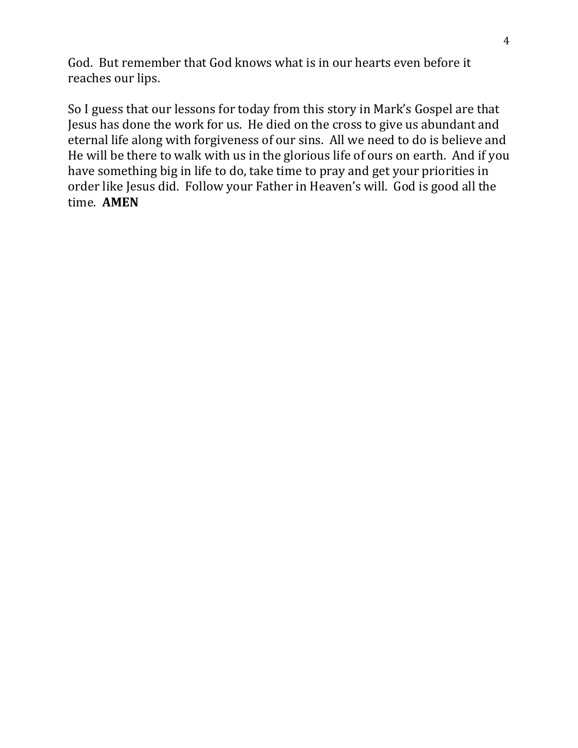God. But remember that God knows what is in our hearts even before it reaches our lips.

So I guess that our lessons for today from this story in Mark's Gospel are that Jesus has done the work for us. He died on the cross to give us abundant and eternal life along with forgiveness of our sins. All we need to do is believe and He will be there to walk with us in the glorious life of ours on earth. And if you have something big in life to do, take time to pray and get your priorities in order like Jesus did. Follow your Father in Heaven's will. God is good all the time. **AMEN**